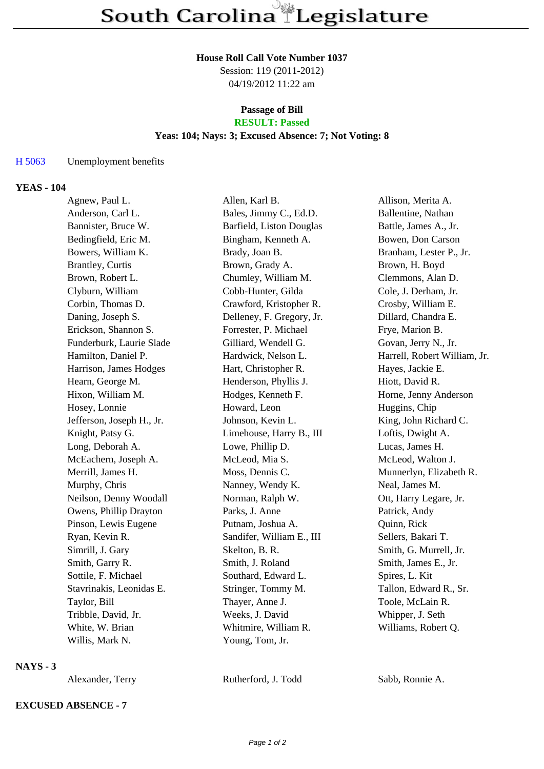# South Carolina Legislature

**House Roll Call Vote Number 1037**
Session: 119 (2011-2012)
04/19/2012 11:22 am

**Passage of Bill**
**RESULT: Passed**
**Yeas: 104; Nays: 3; Excused Absence: 7; Not Voting: 8**

H 5063 Unemployment benefits

**YEAS - 104**

| | | |
|---|---|---|
| Agnew, Paul L. | Allen, Karl B. | Allison, Merita A. |
| Anderson, Carl L. | Bales, Jimmy C., Ed.D. | Ballentine, Nathan |
| Bannister, Bruce W. | Barfield, Liston Douglas | Battle, James A., Jr. |
| Bedingfield, Eric M. | Bingham, Kenneth A. | Bowen, Don Carson |
| Bowers, William K. | Brady, Joan B. | Branham, Lester P., Jr. |
| Brantley, Curtis | Brown, Grady A. | Brown, H. Boyd |
| Brown, Robert L. | Chumley, William M. | Clemmons, Alan D. |
| Clyburn, William | Cobb-Hunter, Gilda | Cole, J. Derham, Jr. |
| Corbin, Thomas D. | Crawford, Kristopher R. | Crosby, William E. |
| Daning, Joseph S. | Delleney, F. Gregory, Jr. | Dillard, Chandra E. |
| Erickson, Shannon S. | Forrester, P. Michael | Frye, Marion B. |
| Funderburk, Laurie Slade | Gilliard, Wendell G. | Govan, Jerry N., Jr. |
| Hamilton, Daniel P. | Hardwick, Nelson L. | Harrell, Robert William, Jr. |
| Harrison, James Hodges | Hart, Christopher R. | Hayes, Jackie E. |
| Hearn, George M. | Henderson, Phyllis J. | Hiott, David R. |
| Hixon, William M. | Hodges, Kenneth F. | Horne, Jenny Anderson |
| Hosey, Lonnie | Howard, Leon | Huggins, Chip |
| Jefferson, Joseph H., Jr. | Johnson, Kevin L. | King, John Richard C. |
| Knight, Patsy G. | Limehouse, Harry B., III | Loftis, Dwight A. |
| Long, Deborah A. | Lowe, Phillip D. | Lucas, James H. |
| McEachern, Joseph A. | McLeod, Mia S. | McLeod, Walton J. |
| Merrill, James H. | Moss, Dennis C. | Munnerlyn, Elizabeth R. |
| Murphy, Chris | Nanney, Wendy K. | Neal, James M. |
| Neilson, Denny Woodall | Norman, Ralph W. | Ott, Harry Legare, Jr. |
| Owens, Phillip Drayton | Parks, J. Anne | Patrick, Andy |
| Pinson, Lewis Eugene | Putnam, Joshua A. | Quinn, Rick |
| Ryan, Kevin R. | Sandifer, William E., III | Sellers, Bakari T. |
| Simrill, J. Gary | Skelton, B. R. | Smith, G. Murrell, Jr. |
| Smith, Garry R. | Smith, J. Roland | Smith, James E., Jr. |
| Sottile, F. Michael | Southard, Edward L. | Spires, L. Kit |
| Stavrinakis, Leonidas E. | Stringer, Tommy M. | Tallon, Edward R., Sr. |
| Taylor, Bill | Thayer, Anne J. | Toole, McLain R. |
| Tribble, David, Jr. | Weeks, J. David | Whipper, J. Seth |
| White, W. Brian | Whitmire, William R. | Williams, Robert Q. |
| Willis, Mark N. | Young, Tom, Jr. | |

**NAYS - 3**

| | | |
|---|---|---|
| Alexander, Terry | Rutherford, J. Todd | Sabb, Ronnie A. |

**EXCUSED ABSENCE - 7**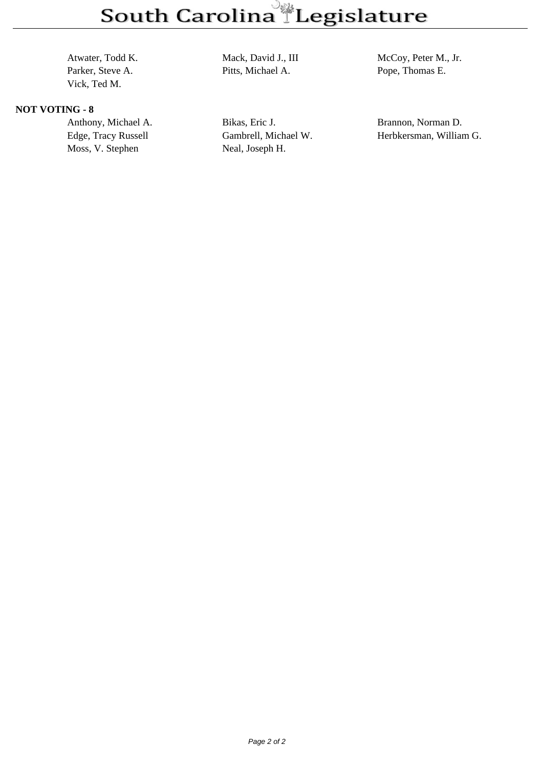| | | |
|---|---|---|
| Atwater, Todd K. | Mack, David J., III | McCoy, Peter M., Jr. |
| Parker, Steve A. | Pitts, Michael A. | Pope, Thomas E. |
| Vick, Ted M. | | |

**NOT VOTING - 8**

| | | |
|---|---|---|
| Anthony, Michael A. | Bikas, Eric J. | Brannon, Norman D. |
| Edge, Tracy Russell | Gambrell, Michael W. | Herbkersman, William G. |
| Moss, V. Stephen | Neal, Joseph H. | |